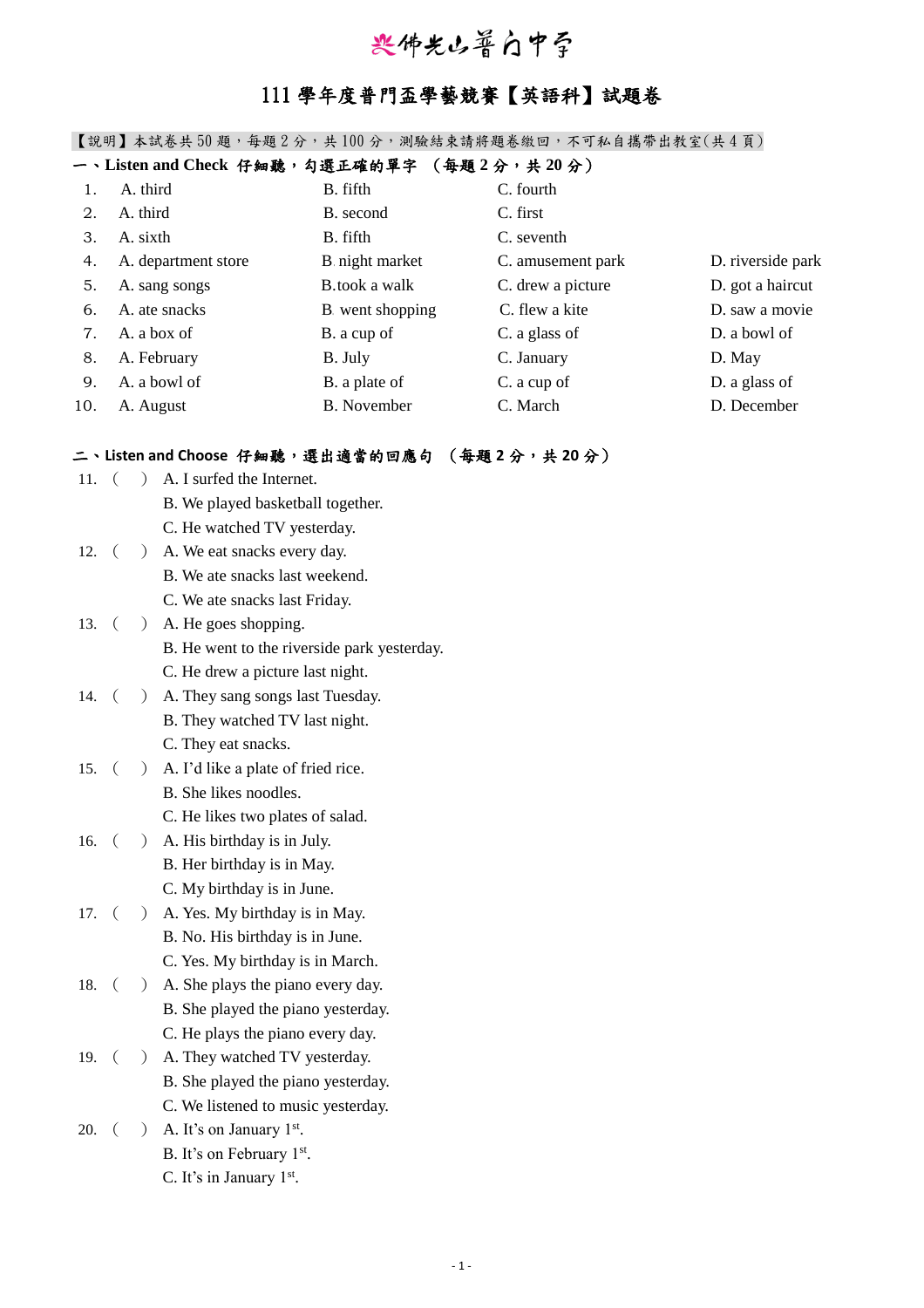# 佛光山普門中學

## 111 學年度普門盃學藝競賽【英語科】試題卷

【說明】本試卷共 50 題，每題 2 分，共 100 分，測驗結束請將題卷繳回，不可私自攜帶出教室(共 4 頁)

### 一、Listen and Check 仔細聽，勾選正確的單字 （每題 2 分，共 20 分）

| | A | B | C | D |
|---|---|---|---|---|
| 1. | A. third | B. fifth | C. fourth | |
| 2. | A. third | B. second | C. first | |
| 3. | A. sixth | B. fifth | C. seventh | |
| 4. | A. department store | B. night market | C. amusement park | D. riverside park |
| 5. | A. sang songs | B. took a walk | C. drew a picture | D. got a haircut |
| 6. | A. ate snacks | B. went shopping | C. flew a kite | D. saw a movie |
| 7. | A. a box of | B. a cup of | C. a glass of | D. a bowl of |
| 8. | A. February | B. July | C. January | D. May |
| 9. | A. a bowl of | B. a plate of | C. a cup of | D. a glass of |
| 10. | A. August | B. November | C. March | D. December |

### 二、Listen and Choose 仔細聽，選出適當的回應句 （每題 2 分，共 20 分）

11. ( ) A. I surfed the Internet.
    B. We played basketball together.
    C. He watched TV yesterday.

12. ( ) A. We eat snacks every day.
    B. We ate snacks last weekend.
    C. We ate snacks last Friday.

13. ( ) A. He goes shopping.
    B. He went to the riverside park yesterday.
    C. He drew a picture last night.

14. ( ) A. They sang songs last Tuesday.
    B. They watched TV last night.
    C. They eat snacks.

15. ( ) A. I'd like a plate of fried rice.
    B. She likes noodles.
    C. He likes two plates of salad.

16. ( ) A. His birthday is in July.
    B. Her birthday is in May.
    C. My birthday is in June.

17. ( ) A. Yes. My birthday is in May.
    B. No. His birthday is in June.
    C. Yes. My birthday is in March.

18. ( ) A. She plays the piano every day.
    B. She played the piano yesterday.
    C. He plays the piano every day.

19. ( ) A. They watched TV yesterday.
    B. She played the piano yesterday.
    C. We listened to music yesterday.

20. ( ) A. It's on January 1st.
    B. It's on February 1st.
    C. It's in January 1st.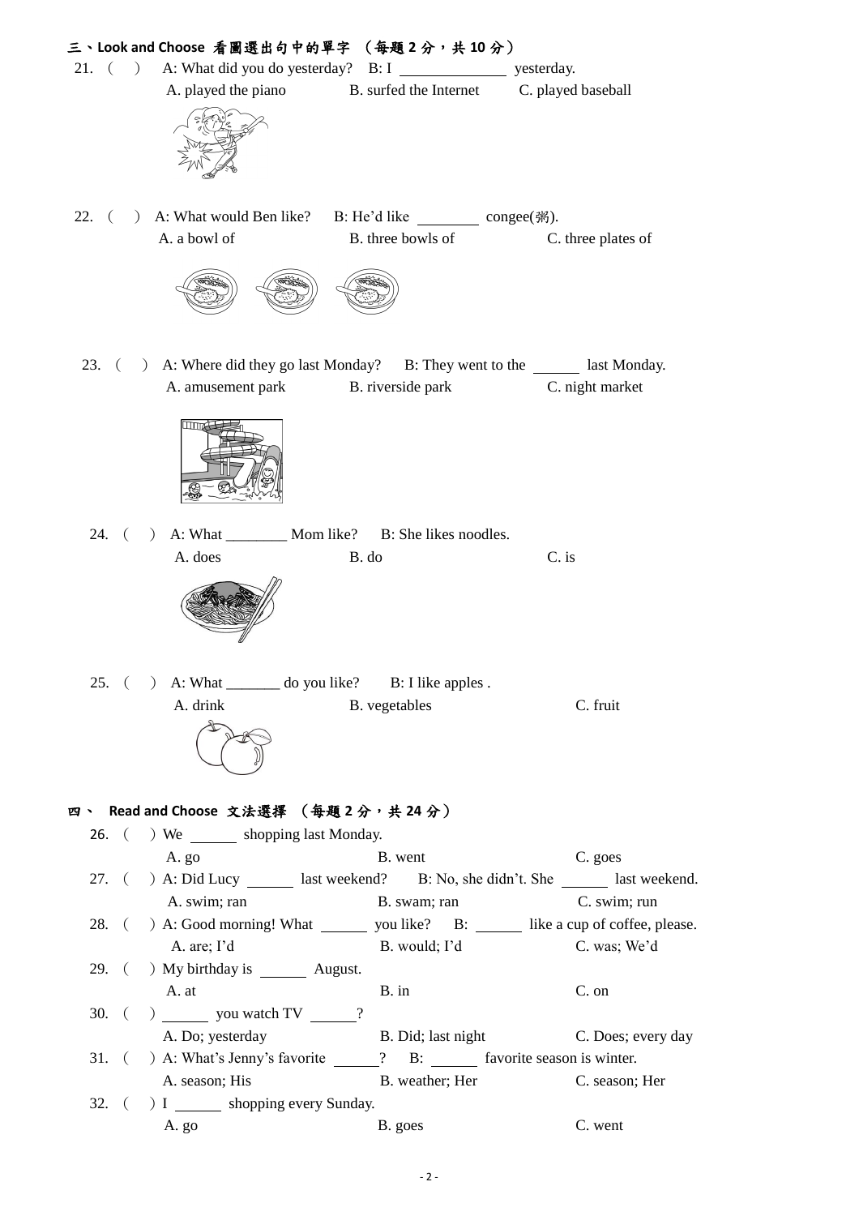## 三、Look and Choose 看圖選出句中的單字 （每題 2 分，共 10 分）

21. (　) A: What did you do yesterday? B: I ______________ yesterday.
    A. played the piano　B. surfed the Internet　C. played baseball

22. (　) A: What would Ben like? B: He'd like ________ congee(粥).
    A. a bowl of　B. three bowls of　C. three plates of

23. (　) A: Where did they go last Monday? B: They went to the ______ last Monday.
    A. amusement park　B. riverside park　C. night market

24. (　) A: What ________ Mom like? B: She likes noodles.
    A. does　B. do　C. is

25. (　) A: What _______ do you like? B: I like apples .
    A. drink　B. vegetables　C. fruit

## 四、 Read and Choose 文法選擇 （每題 2 分，共 24 分）

26. (　) We ______ shopping last Monday.
    A. go　B. went　C. goes

27. (　) A: Did Lucy ______ last weekend? B: No, she didn't. She ______ last weekend.
    A. swim; ran　B. swam; ran　C. swim; run

28. (　) A: Good morning! What ______ you like? B: ______ like a cup of coffee, please.
    A. are; I'd　B. would; I'd　C. was; We'd

29. (　) My birthday is ______ August.
    A. at　B. in　C. on

30. (　) ______ you watch TV ______?
    A. Do; yesterday　B. Did; last night　C. Does; every day

31. (　) A: What's Jenny's favorite ______? B: ______ favorite season is winter.
    A. season; His　B. weather; Her　C. season; Her

32. (　) I ______ shopping every Sunday.
    A. go　B. goes　C. went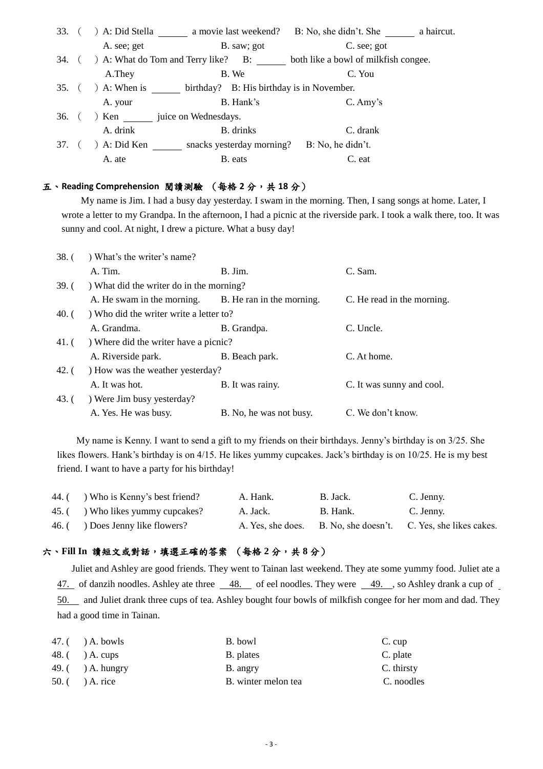33. (　) A: Did Stella ______ a movie last weekend?　B: No, she didn't. She ______ a haircut.
A. see; get　　B. saw; got　　C. see; got

34. (　) A: What do Tom and Terry like?　B: ______ both like a bowl of milkfish congee.
A.They　　B. We　　C. You

35. (　) A: When is ______ birthday?　B: His birthday is in November.
A. your　　B. Hank's　　C. Amy's

36. (　) Ken ______ juice on Wednesdays.
A. drink　　B. drinks　　C. drank

37. (　) A: Did Ken ______ snacks yesterday morning?　B: No, he didn't.
A. ate　　B. eats　　C. eat

## 五、Reading Comprehension 閱讀測驗 （每格 2 分，共 18 分）

My name is Jim. I had a busy day yesterday. I swam in the morning. Then, I sang songs at home. Later, I wrote a letter to my Grandpa. In the afternoon, I had a picnic at the riverside park. I took a walk there, too. It was sunny and cool. At night, I drew a picture. What a busy day!

38. (　) What's the writer's name?
A. Tim.　　B. Jim.　　C. Sam.

39. (　) What did the writer do in the morning?
A. He swam in the morning.　　B. He ran in the morning.　　C. He read in the morning.

40. (　) Who did the writer write a letter to?
A. Grandma.　　B. Grandpa.　　C. Uncle.

41. (　) Where did the writer have a picnic?
A. Riverside park.　　B. Beach park.　　C. At home.

42. (　) How was the weather yesterday?
A. It was hot.　　B. It was rainy.　　C. It was sunny and cool.

43. (　) Were Jim busy yesterday?
A. Yes. He was busy.　　B. No, he was not busy.　　C. We don't know.

My name is Kenny. I want to send a gift to my friends on their birthdays. Jenny's birthday is on 3/25. She likes flowers. Hank's birthday is on 4/15. He likes yummy cupcakes. Jack's birthday is on 10/25. He is my best friend. I want to have a party for his birthday!

44. (　) Who is Kenny's best friend?　　A. Hank.　　B. Jack.　　C. Jenny.

45. (　) Who likes yummy cupcakes?　　A. Jack.　　B. Hank.　　C. Jenny.

46. (　) Does Jenny like flowers?　　A. Yes, she does.　　B. No, she doesn't.　　C. Yes, she likes cakes.

## 六、Fill In 讀短文或對話，填選正確的答案 （每格 2 分，共 8 分）

Juliet and Ashley are good friends. They went to Tainan last weekend. They ate some yummy food. Juliet ate a 47.　 of danzih noodles. Ashley ate three 48.　 of eel noodles. They were 49.　, so Ashley drank a cup of 50.　 and Juliet drank three cups of tea. Ashley bought four bowls of milkfish congee for her mom and dad. They had a good time in Tainan.

47. (　) A. bowls　　B. bowl　　C. cup

48. (　) A. cups　　B. plates　　C. plate

49. (　) A. hungry　　B. angry　　C. thirsty

50. (　) A. rice　　B. winter melon tea　　C. noodles